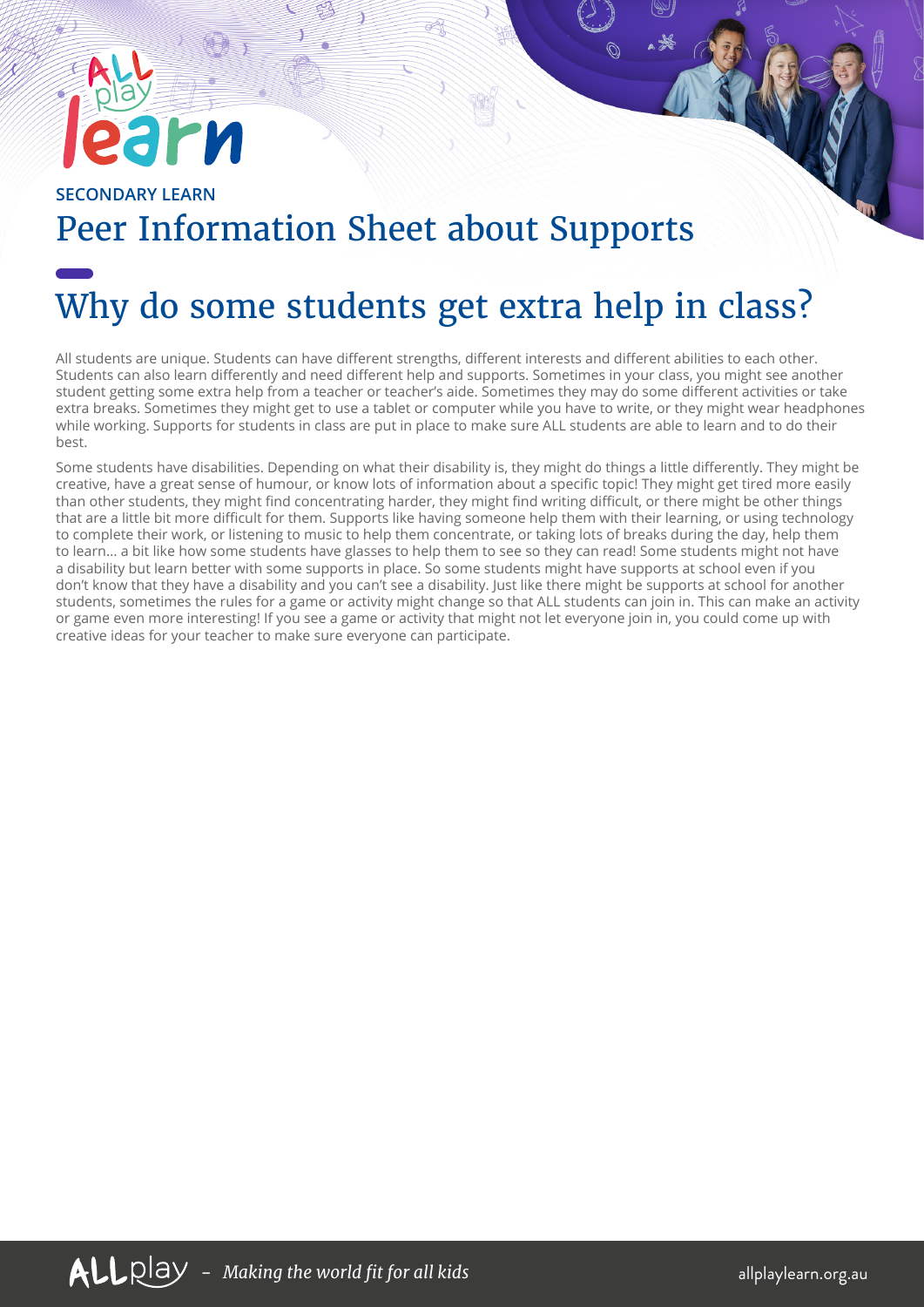SECONDARY LEARN

# Peer Information Sheet about Supports

## Why do some students get extra help in class?

All students are unique. Students can have different strengths, different interests and different abilities to each other. Students can also learn differently and need different help and supports. Sometimes in your class, you might see another student getting some extra help from a teacher or teacher's aide. Sometimes they may do some different activities or take extra breaks. Sometimes they might get to use a tablet or computer while you have to write, or they might wear headphones while working. Supports for students in class are put in place to make sure ALL students are able to learn and to do their best.

Some students have disabilities. Depending on what their disability is, they might do things a little differently. They might be creative, have a great sense of humour, or know lots of information about a specific topic! They might get tired more easily than other students, they might find concentrating harder, they might find writing difficult, or there might be other things that are a little bit more difficult for them. Supports like having someone help them with their learning, or using technology to complete their work, or listening to music to help them concentrate, or taking lots of breaks during the day, help them to learn… a bit like how some students have glasses to help them to see so they can read! Some students might not have a disability but learn better with some supports in place. So some students might have supports at school even if you don't know that they have a disability and you can't see a disability. Just like there might be supports at school for another students, sometimes the rules for a game or activity might change so that ALL students can join in. This can make an activity or game even more interesting! If you see a game or activity that might not let everyone join in, you could come up with creative ideas for your teacher to make sure everyone can participate.